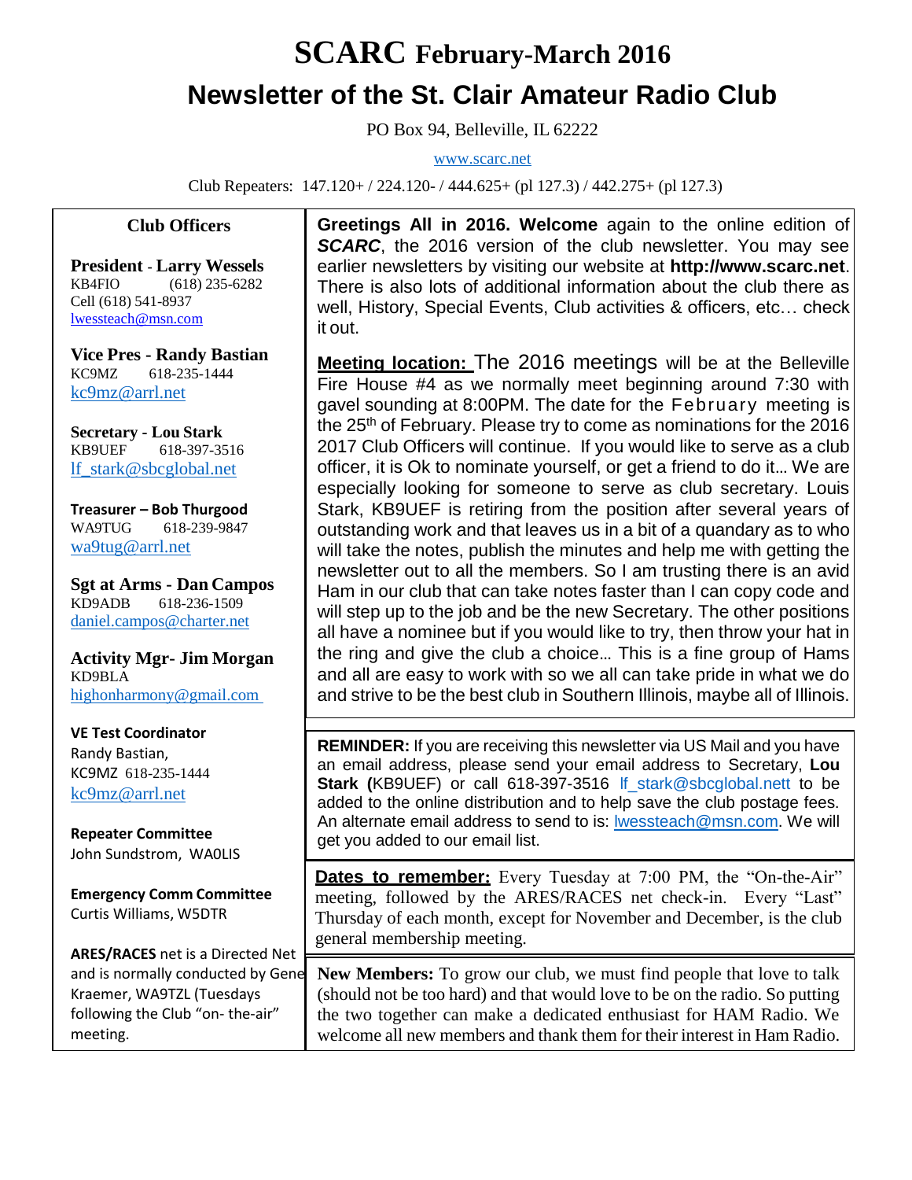# SCARC February-March 2016

## Newsletter of the St. Clair Amateur Radio Club

PO Box 94, Belleville, IL 62222

www.scarc.net

Club Repeaters: 147.120+ / 224.120- / 444.625+ (pl 127.3) / 442.275+ (pl 127.3)

### Club Officers

**President - Larry Wessels**
KB4FIO (618) 235-6282
Cell (618) 541-8937
lwessteach@msn.com

**Vice Pres - Randy Bastian**
KC9MZ 618-235-1444
kc9mz@arrl.net

**Secretary - Lou Stark**
KB9UEF 618-397-3516
lf_stark@sbcglobal.net

**Treasurer – Bob Thurgood**
WA9TUG 618-239-9847
wa9tug@arrl.net

**Sgt at Arms - Dan Campos**
KD9ADB 618-236-1509
daniel.campos@charter.net

**Activity Mgr- Jim Morgan**
KD9BLA
highonharmony@gmail.com

**VE Test Coordinator**
Randy Bastian,
KC9MZ 618-235-1444
kc9mz@arrl.net

**Repeater Committee**
John Sundstrom, WA0LIS

**Emergency Comm Committee**
Curtis Williams, W5DTR

**ARES/RACES** net is a Directed Net and is normally conducted by Gene Kraemer, WA9TZL (Tuesdays following the Club "on- the-air" meeting.

---

**Greetings All in 2016. Welcome** again to the online edition of ***SCARC***, the 2016 version of the club newsletter. You may see earlier newsletters by visiting our website at **http://www.scarc.net**. There is also lots of additional information about the club there as well, History, Special Events, Club activities & officers, etc… check it out.

**Meeting location:** The 2016 meetings will be at the Belleville Fire House #4 as we normally meet beginning around 7:30 with gavel sounding at 8:00PM. The date for the February meeting is the 25th of February. Please try to come as nominations for the 2016 2017 Club Officers will continue. If you would like to serve as a club officer, it is Ok to nominate yourself, or get a friend to do it… We are especially looking for someone to serve as club secretary. Louis Stark, KB9UEF is retiring from the position after several years of outstanding work and that leaves us in a bit of a quandary as to who will take the notes, publish the minutes and help me with getting the newsletter out to all the members. So I am trusting there is an avid Ham in our club that can take notes faster than I can copy code and will step up to the job and be the new Secretary. The other positions all have a nominee but if you would like to try, then throw your hat in the ring and give the club a choice… This is a fine group of Hams and all are easy to work with so we all can take pride in what we do and strive to be the best club in Southern Illinois, maybe all of Illinois.

**REMINDER:** If you are receiving this newsletter via US Mail and you have an email address, please send your email address to Secretary, **Lou Stark (**KB9UEF) or call 618-397-3516 lf_stark@sbcglobal.nett to be added to the online distribution and to help save the club postage fees. An alternate email address to send to is: lwessteach@msn.com. We will get you added to our email list.

**Dates to remember:** Every Tuesday at 7:00 PM, the "On-the-Air" meeting, followed by the ARES/RACES net check-in. Every "Last" Thursday of each month, except for November and December, is the club general membership meeting.

**New Members:** To grow our club, we must find people that love to talk (should not be too hard) and that would love to be on the radio. So putting the two together can make a dedicated enthusiast for HAM Radio. We welcome all new members and thank them for their interest in Ham Radio.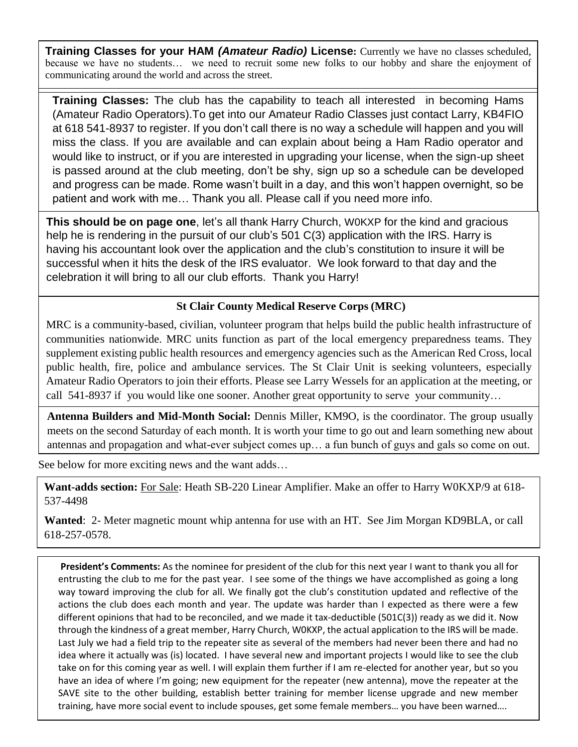**Training Classes for your HAM *(Amateur Radio)* License:** Currently we have no classes scheduled, because we have no students… we need to recruit some new folks to our hobby and share the enjoyment of communicating around the world and across the street.

**Training Classes:** The club has the capability to teach all interested in becoming Hams (Amateur Radio Operators).To get into our Amateur Radio Classes just contact Larry, KB4FIO at 618 541-8937 to register. If you don't call there is no way a schedule will happen and you will miss the class. If you are available and can explain about being a Ham Radio operator and would like to instruct, or if you are interested in upgrading your license, when the sign-up sheet is passed around at the club meeting, don't be shy, sign up so a schedule can be developed and progress can be made. Rome wasn't built in a day, and this won't happen overnight, so be patient and work with me… Thank you all. Please call if you need more info.

**This should be on page one**, let's all thank Harry Church, W0KXP for the kind and gracious help he is rendering in the pursuit of our club's 501 C(3) application with the IRS. Harry is having his accountant look over the application and the club's constitution to insure it will be successful when it hits the desk of the IRS evaluator. We look forward to that day and the celebration it will bring to all our club efforts. Thank you Harry!

**St Clair County Medical Reserve Corps (MRC)**

MRC is a community-based, civilian, volunteer program that helps build the public health infrastructure of communities nationwide. MRC units function as part of the local emergency preparedness teams. They supplement existing public health resources and emergency agencies such as the American Red Cross, local public health, fire, police and ambulance services. The St Clair Unit is seeking volunteers, especially Amateur Radio Operators to join their efforts. Please see Larry Wessels for an application at the meeting, or call 541-8937 if you would like one sooner. Another great opportunity to serve your community…

**Antenna Builders and Mid-Month Social:** Dennis Miller, KM9O, is the coordinator. The group usually meets on the second Saturday of each month. It is worth your time to go out and learn something new about antennas and propagation and what-ever subject comes up… a fun bunch of guys and gals so come on out.

See below for more exciting news and the want adds…

**Want-adds section:** For Sale: Heath SB-220 Linear Amplifier. Make an offer to Harry W0KXP/9 at 618-537-4498

**Wanted**: 2- Meter magnetic mount whip antenna for use with an HT. See Jim Morgan KD9BLA, or call 618-257-0578.

**President's Comments:** As the nominee for president of the club for this next year I want to thank you all for entrusting the club to me for the past year. I see some of the things we have accomplished as going a long way toward improving the club for all. We finally got the club's constitution updated and reflective of the actions the club does each month and year. The update was harder than I expected as there were a few different opinions that had to be reconciled, and we made it tax-deductible (501C(3)) ready as we did it. Now through the kindness of a great member, Harry Church, W0KXP, the actual application to the IRS will be made. Last July we had a field trip to the repeater site as several of the members had never been there and had no idea where it actually was (is) located. I have several new and important projects I would like to see the club take on for this coming year as well. I will explain them further if I am re-elected for another year, but so you have an idea of where I'm going; new equipment for the repeater (new antenna), move the repeater at the SAVE site to the other building, establish better training for member license upgrade and new member training, have more social event to include spouses, get some female members… you have been warned….